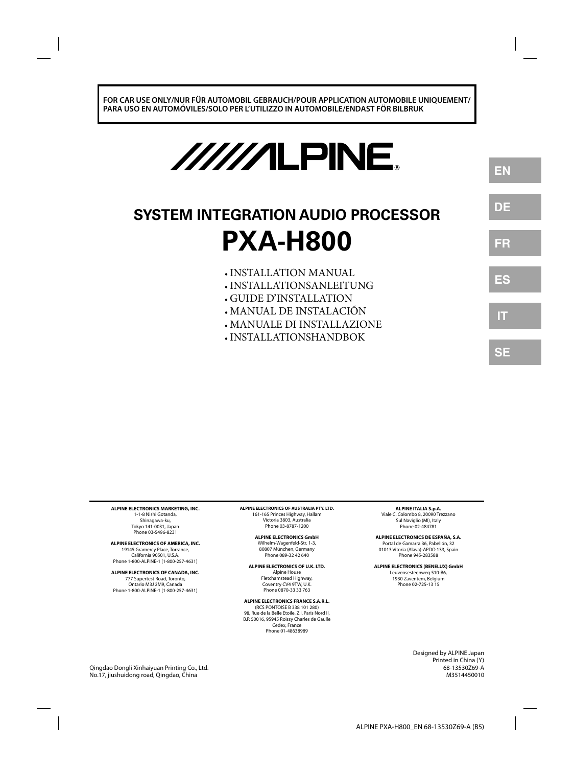**FOR CAR USE ONLY/NUR FÜR AUTOMOBIL GEBRAUCH/POUR APPLICATION AUTOMOBILE UNIQUEMENT/ PARA USO EN AUTOMÓVILES/SOLO PER L'UTILIZZO IN AUTOMOBILE/ENDAST FÖR BILBRUK**

ALPINE®

EN | DE | FR | ES | IT | SE

# SYSTEM INTEGRATION AUDIO PROCESSOR

# PXA-H800

- INSTALLATION MANUAL
- INSTALLATIONSANLEITUNG
- GUIDE D'INSTALLATION
- MANUAL DE INSTALACIÓN
- MANUALE DI INSTALLAZIONE
- INSTALLATIONSHANDBOK

**ALPINE ELECTRONICS MARKETING, INC.**
1-1-8 Nishi Gotanda,
Shinagawa-ku,
Tokyo 141-0031, Japan
Phone 03-5496-8231

**ALPINE ELECTRONICS OF AMERICA, INC.**
19145 Gramercy Place, Torrance,
California 90501, U.S.A.
Phone 1-800-ALPINE-1 (1-800-257-4631)

**ALPINE ELECTRONICS OF CANADA, INC.**
777 Supertest Road, Toronto,
Ontario M3J 2M9, Canada
Phone 1-800-ALPINE-1 (1-800-257-4631)

**ALPINE ELECTRONICS OF AUSTRALIA PTY. LTD.**
161-165 Princes Highway, Hallam
Victoria 3803, Australia
Phone 03-8787-1200

**ALPINE ELECTRONICS GmbH**
Wilhelm-Wagenfeld-Str. 1-3,
80807 München, Germany
Phone 089-32 42 640

**ALPINE ELECTRONICS OF U.K. LTD.**
Alpine House
Fletchamstead Highway,
Coventry CV4 9TW, U.K.
Phone 0870-33 33 763

**ALPINE ELECTRONICS FRANCE S.A.R.L.**
(RCS PONTOISE B 338 101 280)
98, Rue de la Belle Etoile, Z.I. Paris Nord II,
B.P. 50016, 95945 Roissy Charles de Gaulle
Cedex, France
Phone 01-48638989

**ALPINE ITALIA S.p.A.**
Viale C. Colombo 8, 20090 Trezzano
Sul Naviglio (MI), Italy
Phone 02-484781

**ALPINE ELECTRONICS DE ESPAÑA, S.A.**
Portal de Gamarra 36, Pabellón, 32
01013 Vitoria (Alava)-APDO 133, Spain
Phone 945-283588

**ALPINE ELECTRONICS (BENELUX) GmbH**
Leuvensesteenweg 510-B6,
1930 Zaventem, Belgium
Phone 02-725-13 15

Qingdao Dongli Xinhaiyuan Printing Co., Ltd.
No.17, jiushuidong road, Qingdao, China

Designed by ALPINE Japan
Printed in China (Y)
68-13530Z69-A
M3514450010

ALPINE PXA-H800_EN 68-13530Z69-A (B5)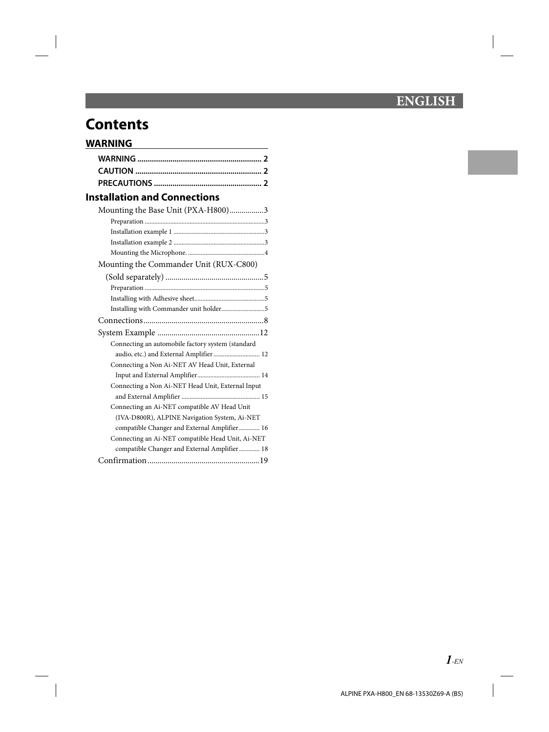# ENGLISH

# Contents

## WARNING

- **WARNING** .......... 2
- **CAUTION** .......... 2
- **PRECAUTIONS** .......... 2

## Installation and Connections

- Mounting the Base Unit (PXA-H800) .......... 3
  - Preparation .......... 3
  - Installation example 1 .......... 3
  - Installation example 2 .......... 3
  - Mounting the Microphone. .......... 4
- Mounting the Commander Unit (RUX-C800) (Sold separately) .......... 5
  - Preparation .......... 5
  - Installing with Adhesive sheet .......... 5
  - Installing with Commander unit holder .......... 5
- Connections .......... 8
- System Example .......... 12
  - Connecting an automobile factory system (standard audio, etc.) and External Amplifier .......... 12
  - Connecting a Non Ai-NET AV Head Unit, External Input and External Amplifier .......... 14
  - Connecting a Non Ai-NET Head Unit, External Input and External Amplifier .......... 15
  - Connecting an Ai-NET compatible AV Head Unit (IVA-D800R), ALPINE Navigation System, Ai-NET compatible Changer and External Amplifier .......... 16
  - Connecting an Ai-NET compatible Head Unit, Ai-NET compatible Changer and External Amplifier .......... 18
- Confirmation .......... 19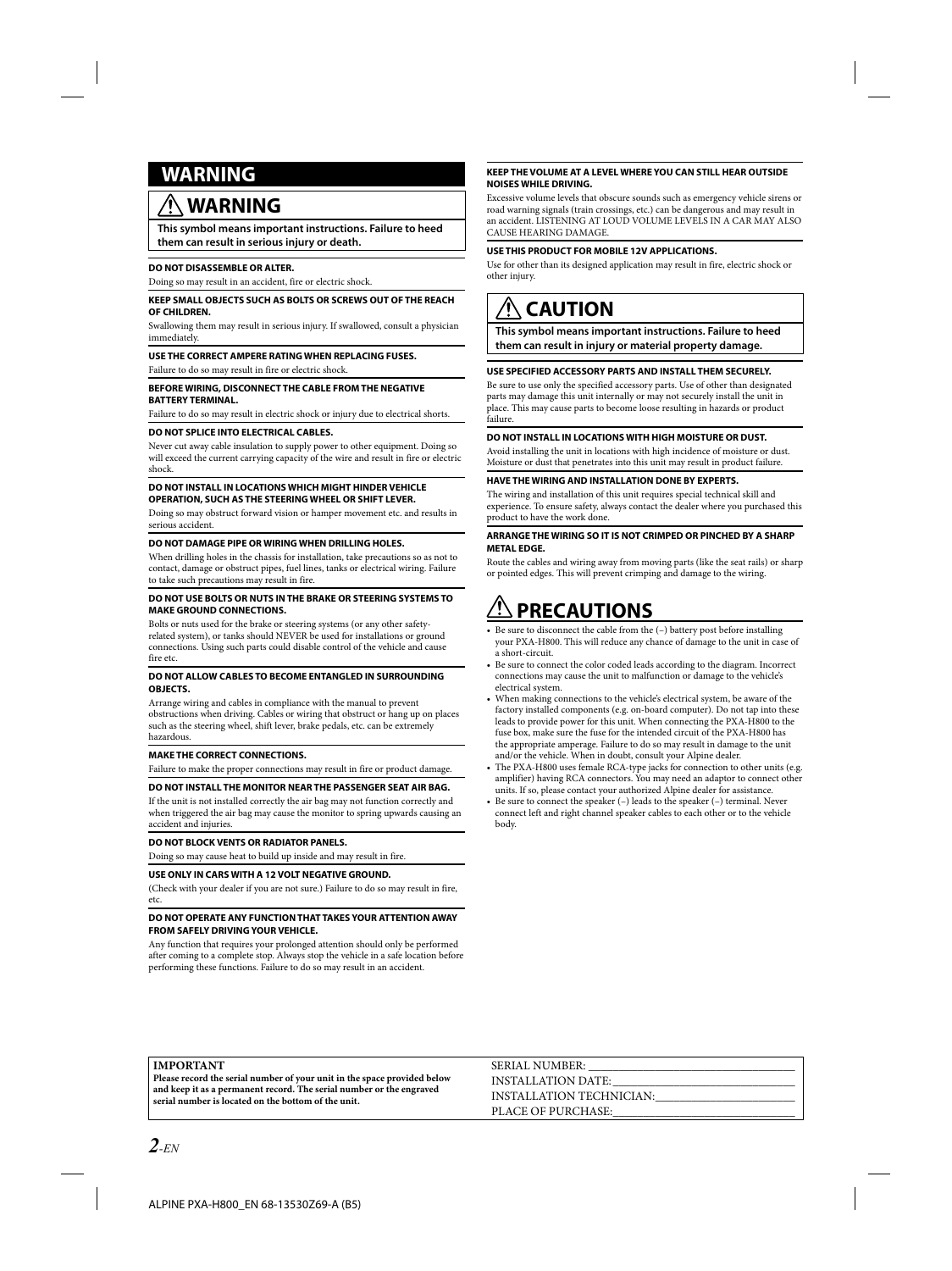# WARNING

## ⚠ WARNING

**This symbol means important instructions. Failure to heed them can result in serious injury or death.**

**DO NOT DISASSEMBLE OR ALTER.**

Doing so may result in an accident, fire or electric shock.

**KEEP SMALL OBJECTS SUCH AS BOLTS OR SCREWS OUT OF THE REACH OF CHILDREN.**

Swallowing them may result in serious injury. If swallowed, consult a physician immediately.

**USE THE CORRECT AMPERE RATING WHEN REPLACING FUSES.**

Failure to do so may result in fire or electric shock.

**BEFORE WIRING, DISCONNECT THE CABLE FROM THE NEGATIVE BATTERY TERMINAL.**

Failure to do so may result in electric shock or injury due to electrical shorts.

**DO NOT SPLICE INTO ELECTRICAL CABLES.**

Never cut away cable insulation to supply power to other equipment. Doing so will exceed the current carrying capacity of the wire and result in fire or electric shock.

**DO NOT INSTALL IN LOCATIONS WHICH MIGHT HINDER VEHICLE OPERATION, SUCH AS THE STEERING WHEEL OR SHIFT LEVER.**

Doing so may obstruct forward vision or hamper movement etc. and results in serious accident.

**DO NOT DAMAGE PIPE OR WIRING WHEN DRILLING HOLES.**

When drilling holes in the chassis for installation, take precautions so as not to contact, damage or obstruct pipes, fuel lines, tanks or electrical wiring. Failure to take such precautions may result in fire.

**DO NOT USE BOLTS OR NUTS IN THE BRAKE OR STEERING SYSTEMS TO MAKE GROUND CONNECTIONS.**

Bolts or nuts used for the brake or steering systems (or any other safety-related system), or tanks should NEVER be used for installations or ground connections. Using such parts could disable control of the vehicle and cause fire etc.

**DO NOT ALLOW CABLES TO BECOME ENTANGLED IN SURROUNDING OBJECTS.**

Arrange wiring and cables in compliance with the manual to prevent obstructions when driving. Cables or wiring that obstruct or hang up on places such as the steering wheel, shift lever, brake pedals, etc. can be extremely hazardous.

**MAKE THE CORRECT CONNECTIONS.**

Failure to make the proper connections may result in fire or product damage.

**DO NOT INSTALL THE MONITOR NEAR THE PASSENGER SEAT AIR BAG.**

If the unit is not installed correctly the air bag may not function correctly and when triggered the air bag may cause the monitor to spring upwards causing an accident and injuries.

**DO NOT BLOCK VENTS OR RADIATOR PANELS.**

Doing so may cause heat to build up inside and may result in fire.

**USE ONLY IN CARS WITH A 12 VOLT NEGATIVE GROUND.**

(Check with your dealer if you are not sure.) Failure to do so may result in fire, etc.

**DO NOT OPERATE ANY FUNCTION THAT TAKES YOUR ATTENTION AWAY FROM SAFELY DRIVING YOUR VEHICLE.**

Any function that requires your prolonged attention should only be performed after coming to a complete stop. Always stop the vehicle in a safe location before performing these functions. Failure to do so may result in an accident.

**KEEP THE VOLUME AT A LEVEL WHERE YOU CAN STILL HEAR OUTSIDE NOISES WHILE DRIVING.**

Excessive volume levels that obscure sounds such as emergency vehicle sirens or road warning signals (train crossings, etc.) can be dangerous and may result in an accident. LISTENING AT LOUD VOLUME LEVELS IN A CAR MAY ALSO CAUSE HEARING DAMAGE.

**USE THIS PRODUCT FOR MOBILE 12V APPLICATIONS.**

Use for other than its designed application may result in fire, electric shock or other injury.

## ⚠ CAUTION

**This symbol means important instructions. Failure to heed them can result in injury or material property damage.**

**USE SPECIFIED ACCESSORY PARTS AND INSTALL THEM SECURELY.**

Be sure to use only the specified accessory parts. Use of other than designated parts may damage this unit internally or may not securely install the unit in place. This may cause parts to become loose resulting in hazards or product failure.

**DO NOT INSTALL IN LOCATIONS WITH HIGH MOISTURE OR DUST.**

Avoid installing the unit in locations with high incidence of moisture or dust. Moisture or dust that penetrates into this unit may result in product failure.

**HAVE THE WIRING AND INSTALLATION DONE BY EXPERTS.**

The wiring and installation of this unit requires special technical skill and experience. To ensure safety, always contact the dealer where you purchased this product to have the work done.

**ARRANGE THE WIRING SO IT IS NOT CRIMPED OR PINCHED BY A SHARP METAL EDGE.**

Route the cables and wiring away from moving parts (like the seat rails) or sharp or pointed edges. This will prevent crimping and damage to the wiring.

## ⚠ PRECAUTIONS

- Be sure to disconnect the cable from the (–) battery post before installing your PXA-H800. This will reduce any chance of damage to the unit in case of a short-circuit.
- Be sure to connect the color coded leads according to the diagram. Incorrect connections may cause the unit to malfunction or damage to the vehicle's electrical system.
- When making connections to the vehicle's electrical system, be aware of the factory installed components (e.g. on-board computer). Do not tap into these leads to provide power for this unit. When connecting the PXA-H800 to the fuse box, make sure the fuse for the intended circuit of the PXA-H800 has the appropriate amperage. Failure to do so may result in damage to the unit and/or the vehicle. When in doubt, consult your Alpine dealer.
- The PXA-H800 uses female RCA-type jacks for connection to other units (e.g. amplifier) having RCA connectors. You may need an adaptor to connect other units. If so, please contact your authorized Alpine dealer for assistance.
- Be sure to connect the speaker (–) leads to the speaker (–) terminal. Never connect left and right channel speaker cables to each other or to the vehicle body.

**IMPORTANT**

**Please record the serial number of your unit in the space provided below and keep it as a permanent record. The serial number or the engraved serial number is located on the bottom of the unit.**

SERIAL NUMBER: ______________________

INSTALLATION DATE: ______________________

INSTALLATION TECHNICIAN: ______________________

PLACE OF PURCHASE: ______________________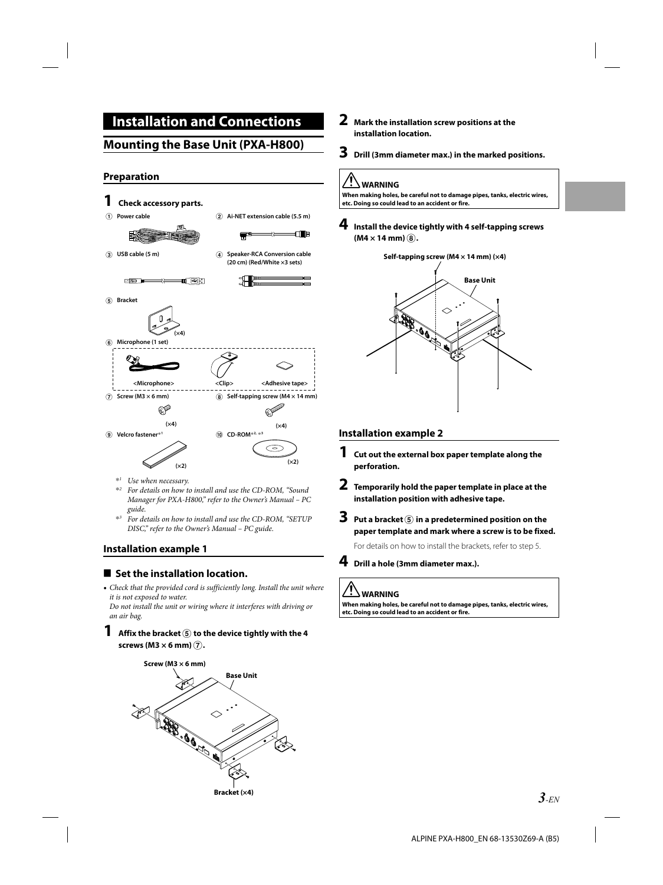# Installation and Connections

## Mounting the Base Unit (PXA-H800)

### Preparation

**1 Check accessory parts.**

① Power cable

② Ai-NET extension cable (5.5 m)

③ USB cable (5 m)

④ Speaker-RCA Conversion cable (20 cm) (Red/White ×3 sets)

⑤ Bracket (×4)

⑥ Microphone (1 set)
<Microphone> <Clip> <Adhesive tape>

⑦ Screw (M3 × 6 mm) (×4)

⑧ Self-tapping screw (M4 × 14 mm) (×4)

⑨ Velcro fastener*[1] (×2)

⑩ CD-ROM*[2], *[3] (×2)

*[1] *Use when necessary.*
*[2] *For details on how to install and use the CD-ROM, "Sound Manager for PXA-H800," refer to the Owner's Manual – PC guide.*
*[3] *For details on how to install and use the CD-ROM, "SETUP DISC," refer to the Owner's Manual – PC guide.*

### Installation example 1

#### ■ Set the installation location.

- *Check that the provided cord is sufficiently long. Install the unit where it is not exposed to water.*
  *Do not install the unit or wiring where it interferes with driving or an air bag.*

**1 Affix the bracket ⑤ to the device tightly with the 4 screws (M3 × 6 mm) ⑦.**

Screw (M3 × 6 mm)
Base Unit
Bracket (×4)

**2 Mark the installation screw positions at the installation location.**

**3 Drill (3mm diameter max.) in the marked positions.**

> **WARNING**
> **When making holes, be careful not to damage pipes, tanks, electric wires, etc. Doing so could lead to an accident or fire.**

**4 Install the device tightly with 4 self-tapping screws (M4 × 14 mm) ⑧.**

Self-tapping screw (M4 × 14 mm) (×4)
Base Unit

### Installation example 2

**1 Cut out the external box paper template along the perforation.**

**2 Temporarily hold the paper template in place at the installation position with adhesive tape.**

**3 Put a bracket ⑤ in a predetermined position on the paper template and mark where a screw is to be fixed.**

For details on how to install the brackets, refer to step 5.

**4 Drill a hole (3mm diameter max.).**

> **WARNING**
> **When making holes, be careful not to damage pipes, tanks, electric wires, etc. Doing so could lead to an accident or fire.**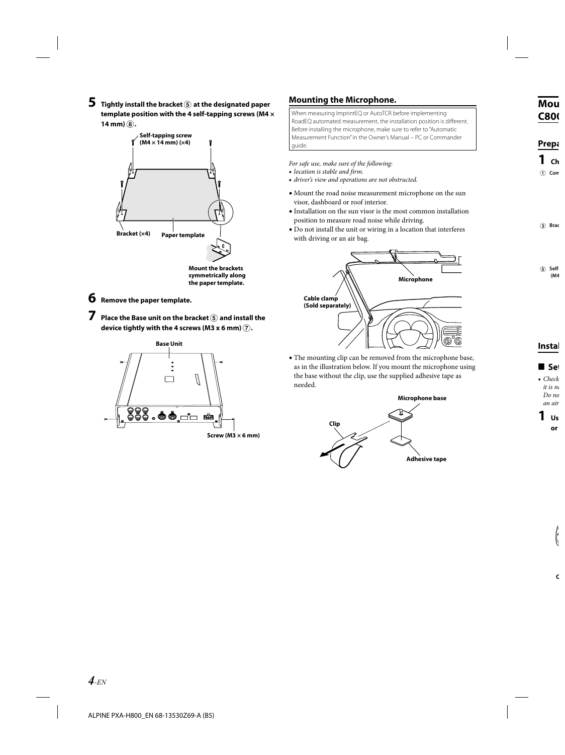**5** **Tightly install the bracket ⑤ at the designated paper template position with the 4 self-tapping screws (M4 × 14 mm) ⑧.**

Self-tapping screw (M4 × 14 mm) (×4)

Bracket (×4) Paper template

Mount the brackets symmetrically along the paper template.

**6** **Remove the paper template.**

**7** **Place the Base unit on the bracket ⑤ and install the device tightly with the 4 screws (M3 x 6 mm) ⑦.**

Base Unit

Screw (M3 × 6 mm)

## Mounting the Microphone.

When measuring ImprintEQ or AutoTCR before implementing RoadEQ automated measurement, the installation position is different. Before installing the microphone, make sure to refer to "Automatic Measurement Function" in the Owner's Manual – PC or Commander guide.

*For safe use, make sure of the following:*

- *location is stable and firm.*
- *driver's view and operations are not obstructed.*

- Mount the road noise measurement microphone on the sun visor, dashboard or roof interior.
- Installation on the sun visor is the most common installation position to measure road noise while driving.
- Do not install the unit or wiring in a location that interferes with driving or an air bag.

Microphone

Cable clamp (Sold separately)

- The mounting clip can be removed from the microphone base, as in the illustration below. If you mount the microphone using the base without the clip, use the supplied adhesive tape as needed.

Microphone base

Clip

Adhesive tape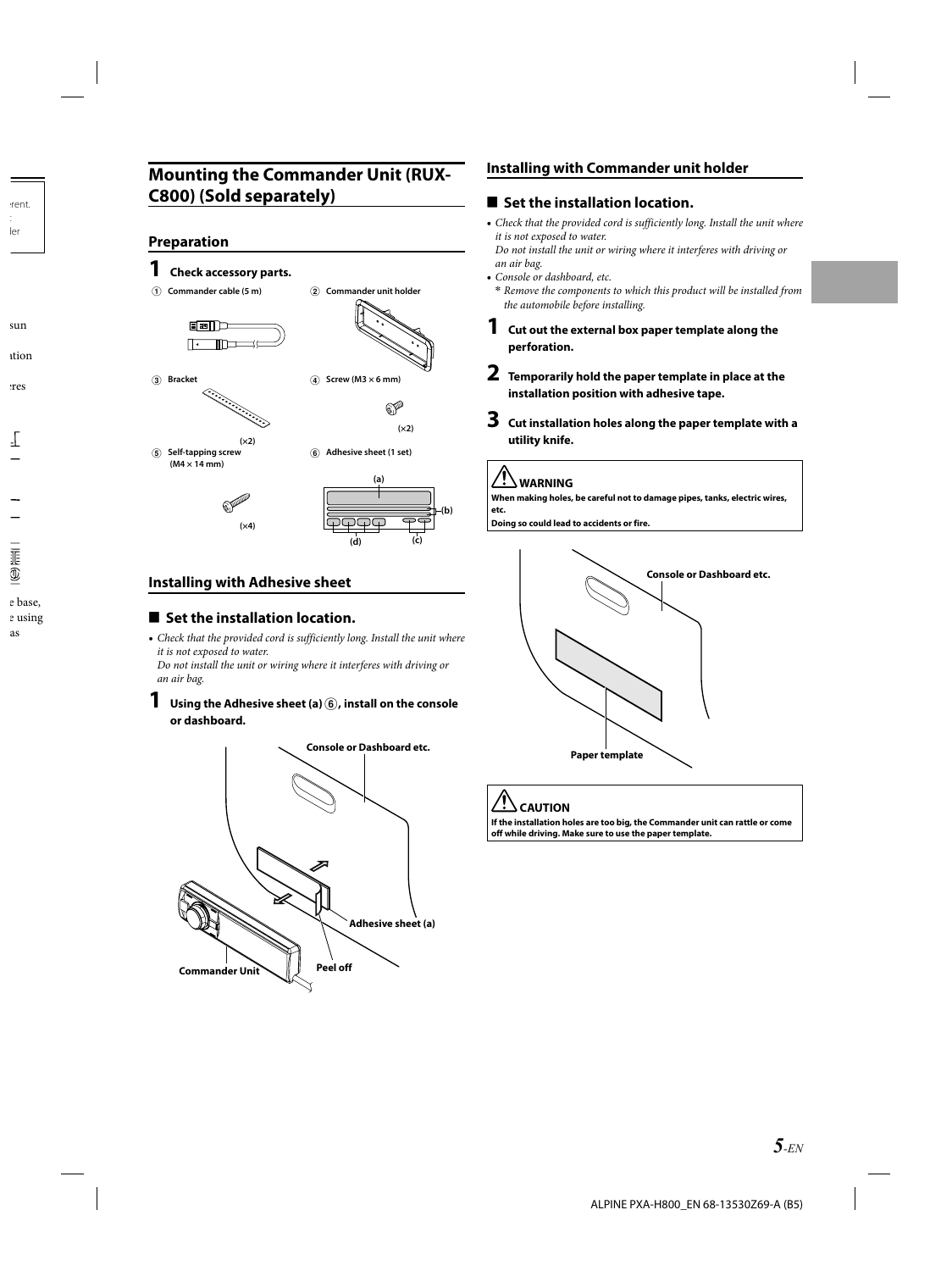## Mounting the Commander Unit (RUX-C800) (Sold separately)

### Preparation

**1 Check accessory parts.**

① Commander cable (5 m)

② Commander unit holder

③ Bracket (×2)

④ Screw (M3 × 6 mm) (×2)

⑤ Self-tapping screw (M4 × 14 mm) (×4)

⑥ Adhesive sheet (1 set)

(a) (b) (c) (d)

### Installing with Adhesive sheet

#### ■ Set the installation location.

- *Check that the provided cord is sufficiently long. Install the unit where it is not exposed to water.*
  *Do not install the unit or wiring where it interferes with driving or an air bag.*

**1 Using the Adhesive sheet (a) ⑥, install on the console or dashboard.**

Console or Dashboard etc.

Adhesive sheet (a)

Commander Unit

Peel off

### Installing with Commander unit holder

#### ■ Set the installation location.

- *Check that the provided cord is sufficiently long. Install the unit where it is not exposed to water.*
  *Do not install the unit or wiring where it interferes with driving or an air bag.*
- *Console or dashboard, etc.*
  *\* Remove the components to which this product will be installed from the automobile before installing.*

**1 Cut out the external box paper template along the perforation.**

**2 Temporarily hold the paper template in place at the installation position with adhesive tape.**

**3 Cut installation holes along the paper template with a utility knife.**

**⚠ WARNING**

**When making holes, be careful not to damage pipes, tanks, electric wires, etc.**
**Doing so could lead to accidents or fire.**

Console or Dashboard etc.

Paper template

**⚠ CAUTION**

**If the installation holes are too big, the Commander unit can rattle or come off while driving. Make sure to use the paper template.**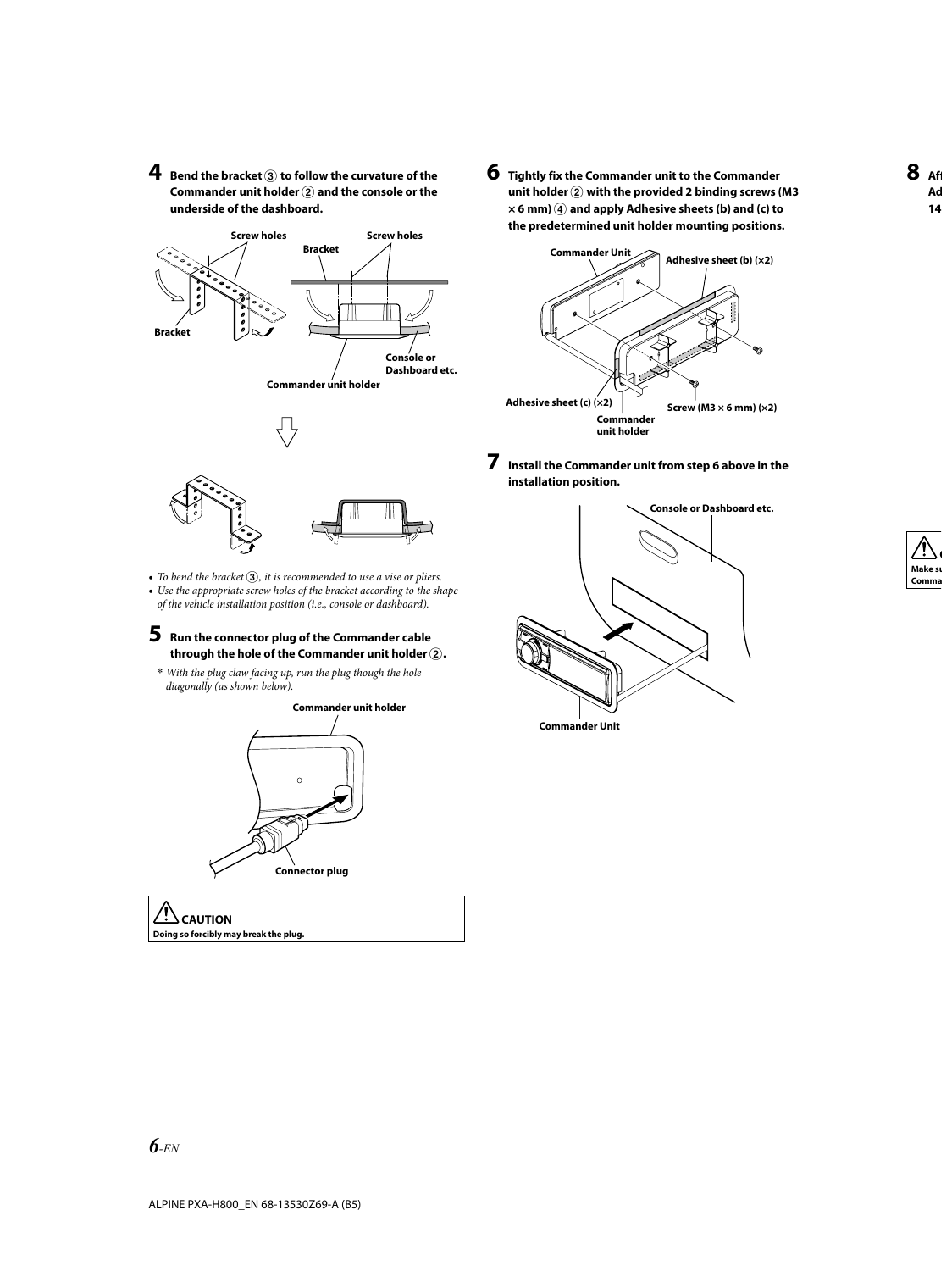**4** **Bend the bracket ③ to follow the curvature of the Commander unit holder ② and the console or the underside of the dashboard.**

Screw holes

Bracket

Screw holes

Bracket

Console or Dashboard etc.

Commander unit holder

- *To bend the bracket ③, it is recommended to use a vise or pliers.*
- *Use the appropriate screw holes of the bracket according to the shape of the vehicle installation position (i.e., console or dashboard).*

**5** **Run the connector plug of the Commander cable through the hole of the Commander unit holder ②.**

\* *With the plug claw facing up, run the plug though the hole diagonally (as shown below).*

Commander unit holder

Connector plug

**⚠ CAUTION**

**Doing so forcibly may break the plug.**

**6** **Tightly fix the Commander unit to the Commander unit holder ② with the provided 2 binding screws (M3 × 6 mm) ④ and apply Adhesive sheets (b) and (c) to the predetermined unit holder mounting positions.**

Commander Unit

Adhesive sheet (b) (×2)

Adhesive sheet (c) (×2)

Screw (M3 × 6 mm) (×2)

Commander unit holder

**7** **Install the Commander unit from step 6 above in the installation position.**

Console or Dashboard etc.

Commander Unit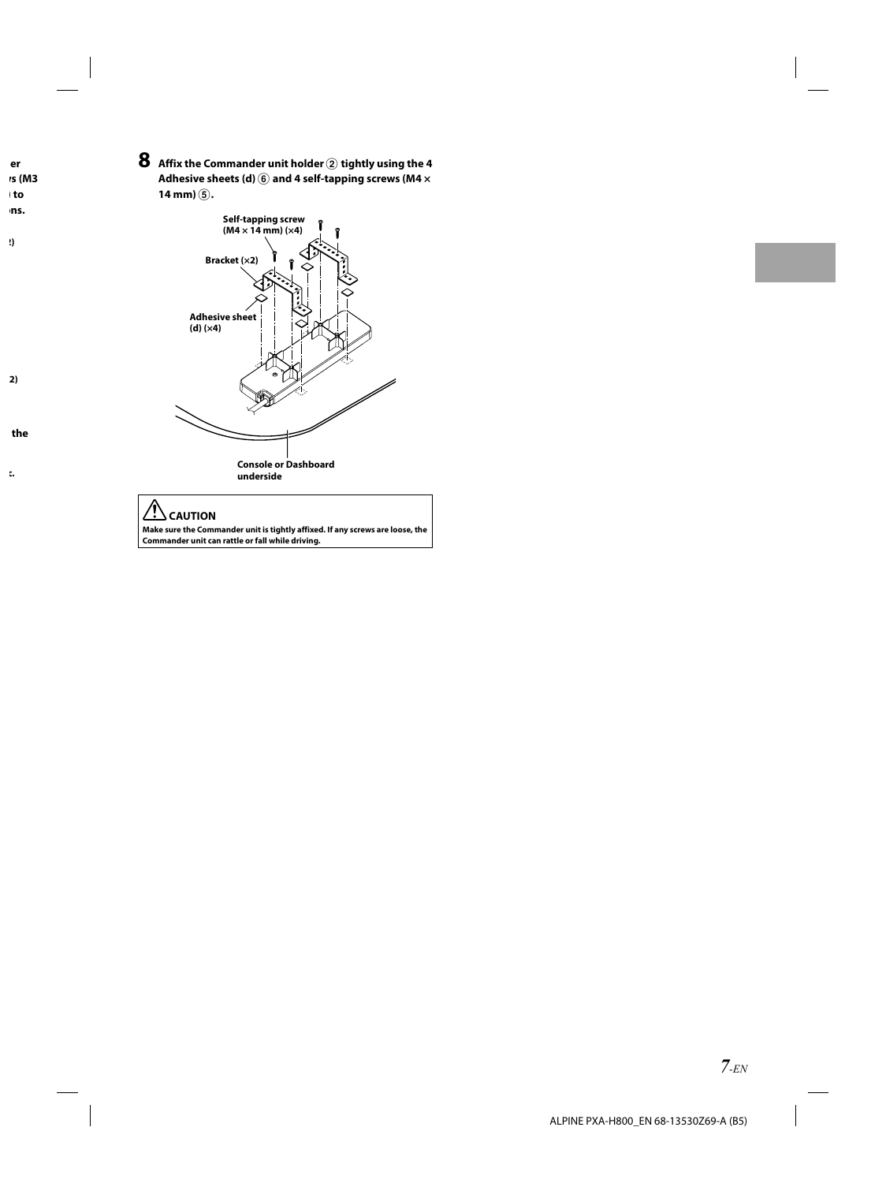**8 Affix the Commander unit holder ② tightly using the 4 Adhesive sheets (d) ⑥ and 4 self-tapping screws (M4 × 14 mm) ⑤.**

Self-tapping screw (M4 × 14 mm) (×4)

Bracket (×2)

Adhesive sheet (d) (×4)

Console or Dashboard underside

**⚠ CAUTION**

**Make sure the Commander unit is tightly affixed. If any screws are loose, the Commander unit can rattle or fall while driving.**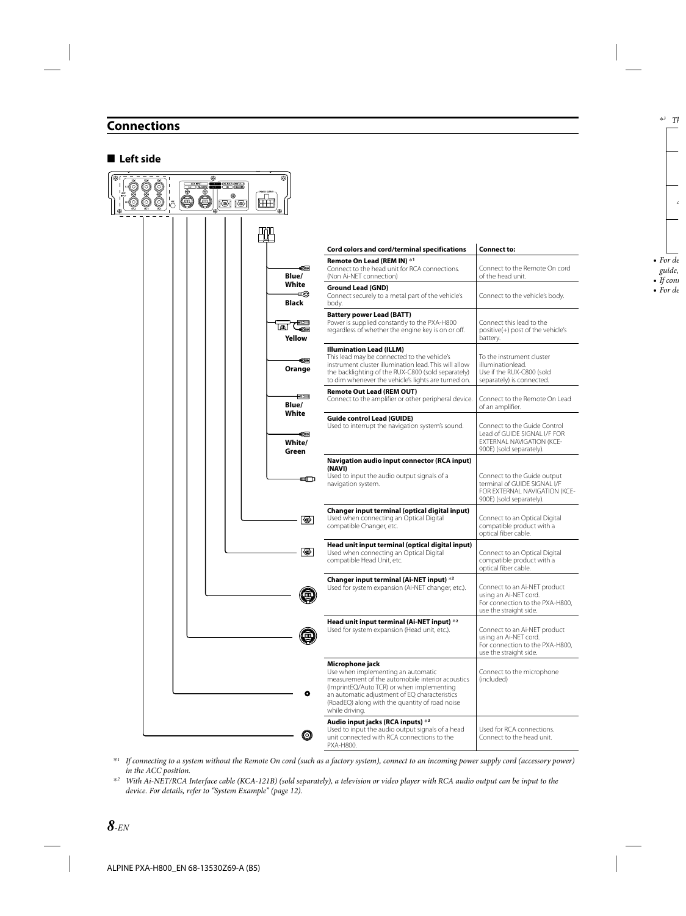## Connections

### ■ Left side

| | Cord colors and cord/terminal specifications | Connect to: |
|---|---|---|
| Blue/White | **Remote On Lead (REM IN)** *1<br>Connect to the head unit for RCA connections. (Non Ai-NET connection) | Connect to the Remote On cord of the head unit. |
| Black | **Ground Lead (GND)**<br>Connect securely to a metal part of the vehicle's body. | Connect to the vehicle's body. |
| Yellow | **Battery power Lead (BATT)**<br>Power is supplied constantly to the PXA-H800 regardless of whether the engine key is on or off. | Connect this lead to the positive(+) post of the vehicle's battery. |
| Orange | **Illumination Lead (ILLM)**<br>This lead may be connected to the vehicle's instrument cluster illumination lead. This will allow the backlighting of the RUX-C800 (sold separately) to dim whenever the vehicle's lights are turned on. | To the instrument cluster illuminationlead.<br>Use if the RUX-C800 (sold separately) is connected. |
| Blue/White | **Remote Out Lead (REM OUT)**<br>Connect to the amplifier or other peripheral device. | Connect to the Remote On Lead of an amplifier. |
| White/Green | **Guide control Lead (GUIDE)**<br>Used to interrupt the navigation system's sound. | Connect to the Guide Control Lead of GUIDE SIGNAL I/F FOR EXTERNAL NAVIGATION (KCE-900E) (sold separately). |
| | **Navigation audio input connector (RCA input) (NAVI)**<br>Used to input the audio output signals of a navigation system. | Connect to the Guide output terminal of GUIDE SIGNAL I/F FOR EXTERNAL NAVIGATION (KCE-900E) (sold separately). |
| | **Changer input terminal (optical digital input)**<br>Used when connecting an Optical Digital compatible Changer, etc. | Connect to an Optical Digital compatible product with a optical fiber cable. |
| | **Head unit input terminal (optical digital input)**<br>Used when connecting an Optical Digital compatible Head Unit, etc. | Connect to an Optical Digital compatible product with a optical fiber cable. |
| | **Changer input terminal (Ai-NET input)** *2<br>Used for system expansion (Ai-NET changer, etc.). | Connect to an Ai-NET product using an Ai-NET cord.<br>For connection to the PXA-H800, use the straight side. |
| | **Head unit input terminal (Ai-NET input)** *2<br>Used for system expansion (Head unit, etc.). | Connect to an Ai-NET product using an Ai-NET cord.<br>For connection to the PXA-H800, use the straight side. |
| | **Microphone jack**<br>Use when implementing an automatic measurement of the automobile interior acoustics (ImprintEQ/Auto TCR) or when implementing an automatic adjustment of EQ characteristics (RoadEQ) along with the quantity of road noise while driving. | Connect to the microphone (included) |
| | **Audio input jacks (RCA inputs)** *3<br>Used to input the audio output signals of a head unit connected with RCA connections to the PXA-H800. | Used for RCA connections.<br>Connect to the head unit. |

*1 *If connecting to a system without the Remote On cord (such as a factory system), connect to an incoming power supply cord (accessory power) in the ACC position.*

*2 *With Ai-NET/RCA Interface cable (KCA-121B) (sold separately), a television or video player with RCA audio output can be input to the device. For details, refer to "System Example" (page 12).*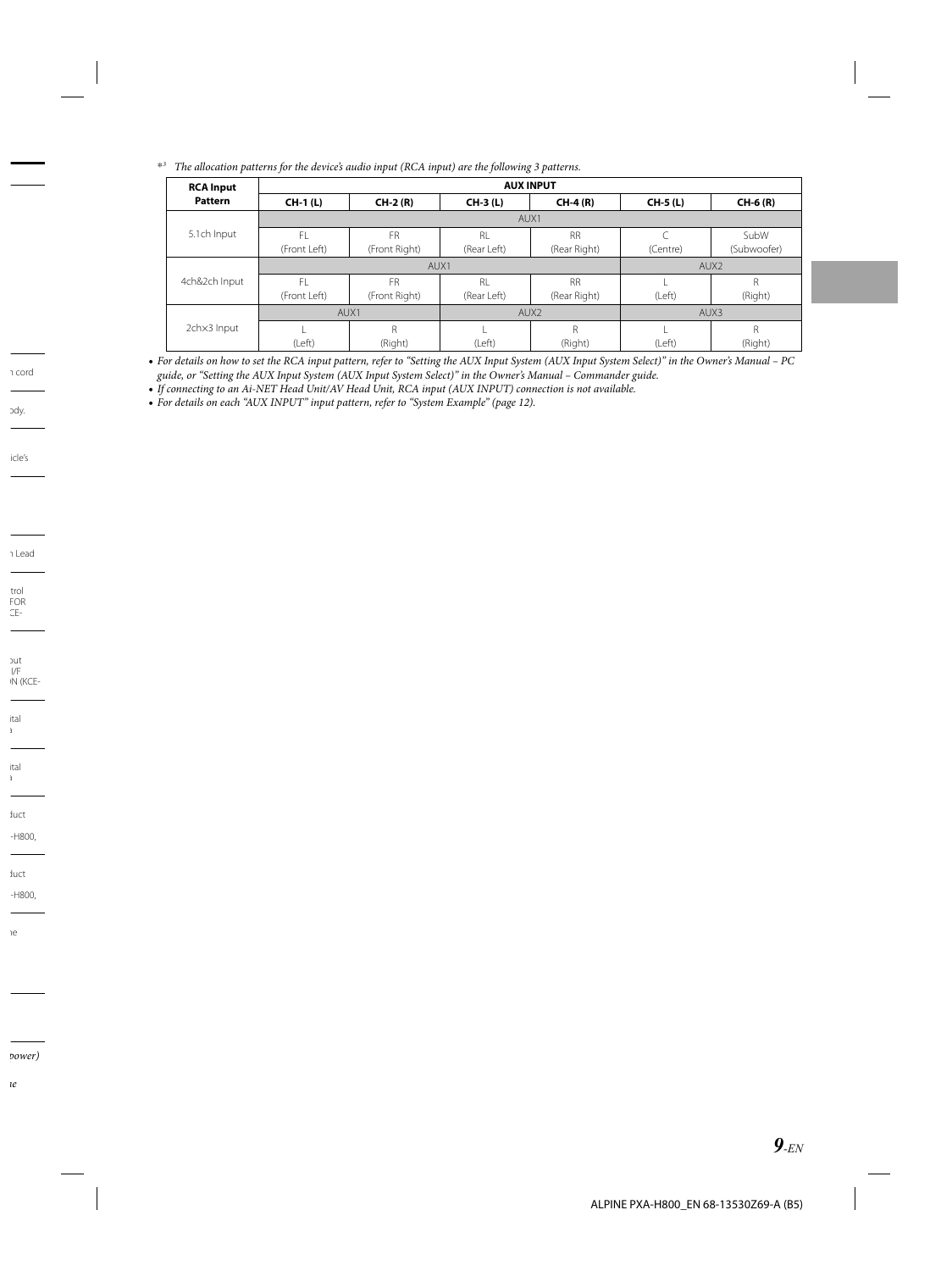*[3] The allocation patterns for the device's audio input (RCA input) are the following 3 patterns.*

| RCA Input Pattern | AUX INPUT | | | | | |
|---|---|---|---|---|---|---|
| | CH-1 (L) | CH-2 (R) | CH-3 (L) | CH-4 (R) | CH-5 (L) | CH-6 (R) |
| 5.1ch Input | AUX1 | | | | | |
| | FL (Front Left) | FR (Front Right) | RL (Rear Left) | RR (Rear Right) | C (Centre) | SubW (Subwoofer) |
| 4ch&2ch Input | AUX1 | | | | AUX2 | |
| | FL (Front Left) | FR (Front Right) | RL (Rear Left) | RR (Rear Right) | L (Left) | R (Right) |
| 2ch×3 Input | AUX1 | | AUX2 | | AUX3 | |
| | L (Left) | R (Right) | L (Left) | R (Right) | L (Left) | R (Right) |

- *For details on how to set the RCA input pattern, refer to "Setting the AUX Input System (AUX Input System Select)" in the Owner's Manual – PC guide, or "Setting the AUX Input System (AUX Input System Select)" in the Owner's Manual – Commander guide.*
- *If connecting to an Ai-NET Head Unit/AV Head Unit, RCA input (AUX INPUT) connection is not available.*
- *For details on each "AUX INPUT" input pattern, refer to "System Example" (page 12).*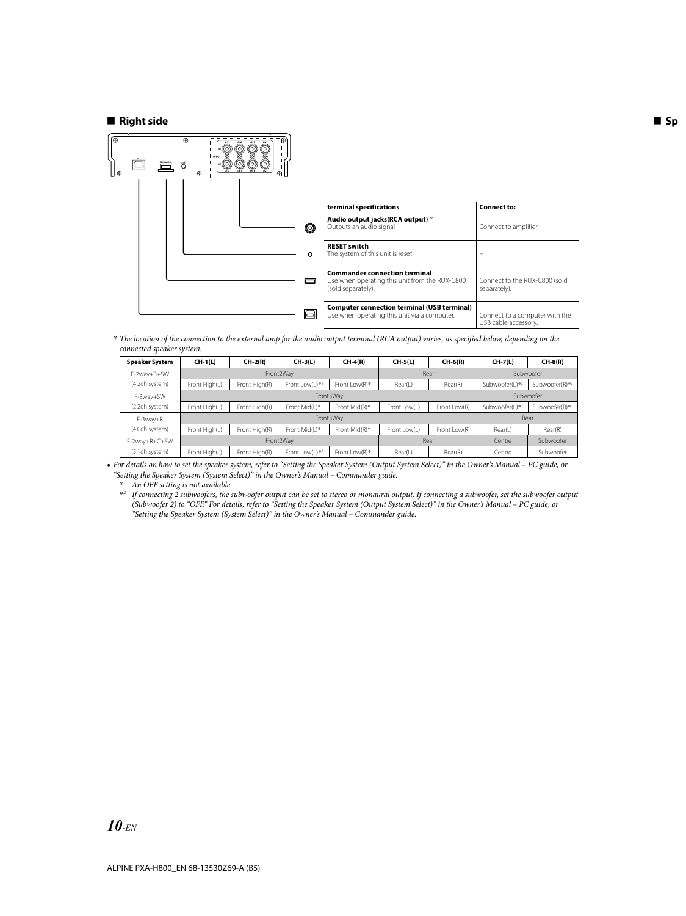## ■ Right side

| terminal specifications | Connect to: |
| --- | --- |
| **Audio output jacks(RCA output)** * Outputs an audio signal | Connect to amplifier |
| **RESET switch** The system of this unit is reset. | – |
| **Commander connection terminal** Use when operating this unit from the RUX-C800 (sold separately). | Connect to the RUX-C800 (sold separately). |
| **Computer connection terminal (USB terminal)** Use when operating this unit via a computer. | Connect to a computer with the USB cable accessory. |

\* *The location of the connection to the external amp for the audio output terminal (RCA output) varies, as specified below, depending on the connected speaker system.*

| Speaker System | CH-1(L) | CH-2(R) | CH-3(L) | CH-4(R) | CH-5(L) | CH-6(R) | CH-7(L) | CH-8(R) |
| --- | --- | --- | --- | --- | --- | --- | --- | --- |
| F-2way+R+SW | Front2Way | | | | Rear | | Subwoofer | |
| (4.2ch system) | Front High(L) | Front High(R) | Front Low(L)*1 | Front Low(R)*1 | Rear(L) | Rear(R) | Subwoofer(L)*2 | Subwoofer(R)*2 |
| F-3way+SW | Front3Way | | | | | | Subwoofer | |
| (2.2ch system) | Front High(L) | Front High(R) | Front Mid(L)*1 | Front Mid(R)*1 | Front Low(L) | Front Low(R) | Subwoofer(L)*2 | Subwoofer(R)*2 |
| F-3way+R | Front3Way | | | | | | Rear | |
| (4.0ch system) | Front High(L) | Front High(R) | Front Mid(L)*1 | Front Mid(R)*1 | Front Low(L) | Front Low(R) | Rear(L) | Rear(R) |
| F-2way+R+C+SW | Front2Way | | | | Rear | | Centre | Subwoofer |
| (5.1ch system) | Front High(L) | Front High(R) | Front Low(L)*1 | Front Low(R)*1 | Rear(L) | Rear(R) | Centre | Subwoofer |

- *For details on how to set the speaker system, refer to "Setting the Speaker System (Output System Select)" in the Owner's Manual – PC guide, or "Setting the Speaker System (System Select)" in the Owner's Manual – Commander guide.*
  - *1 *An OFF setting is not available.*
  - *2 *If connecting 2 subwoofers, the subwoofer output can be set to stereo or monaural output. If connecting a subwoofer, set the subwoofer output (Subwoofer 2) to "OFF." For details, refer to "Setting the Speaker System (Output System Select)" in the Owner's Manual – PC guide, or "Setting the Speaker System (System Select)" in the Owner's Manual – Commander guide.*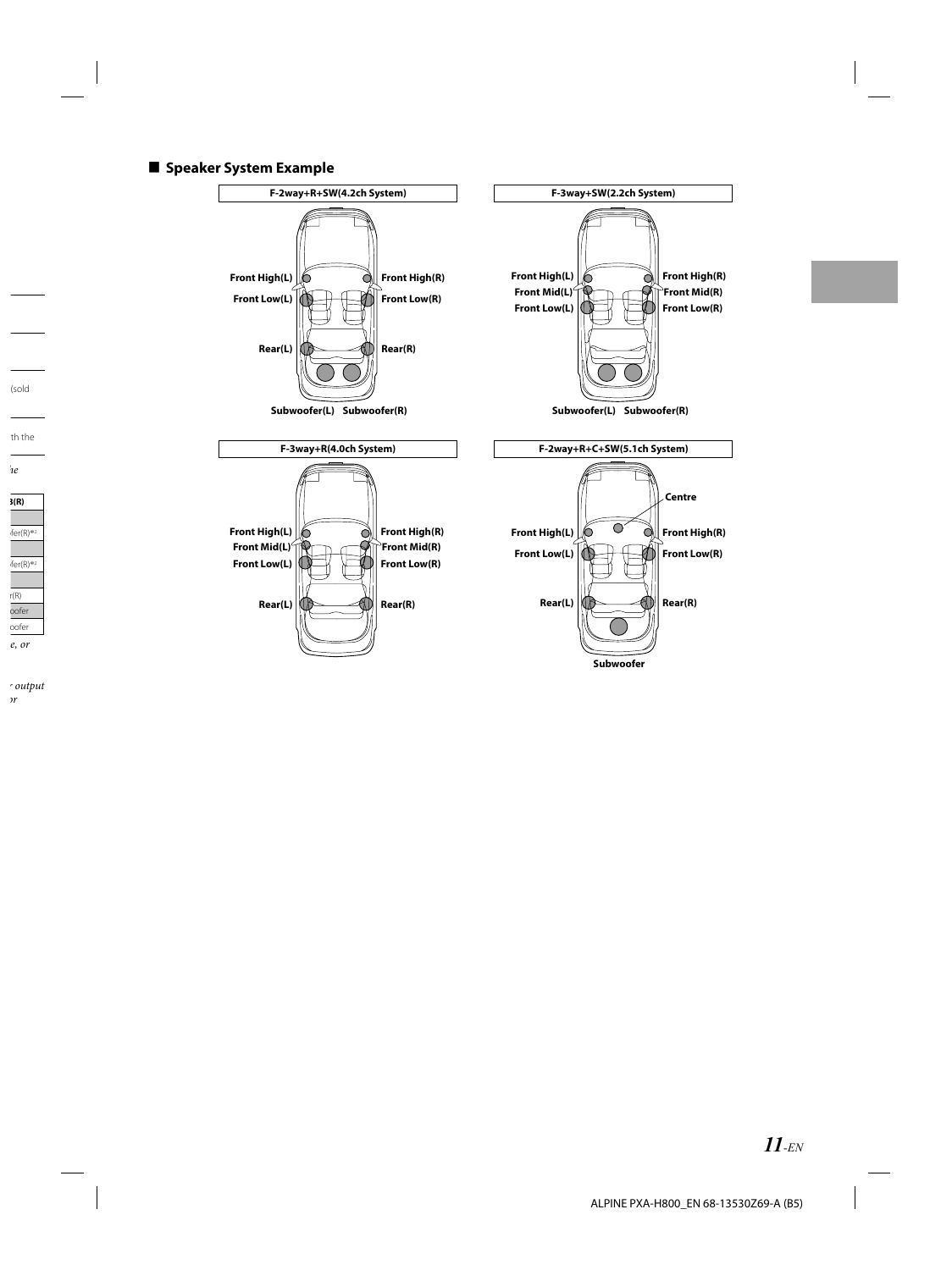## Speaker System Example

**F-2way+R+SW(4.2ch System)**

Front High(L) Front High(R)
Front Low(L) Front Low(R)
Rear(L) Rear(R)
Subwoofer(L) Subwoofer(R)

**F-3way+SW(2.2ch System)**

Front High(L) Front High(R)
Front Mid(L) Front Mid(R)
Front Low(L) Front Low(R)
Subwoofer(L) Subwoofer(R)

**F-3way+R(4.0ch System)**

Front High(L) Front High(R)
Front Mid(L) Front Mid(R)
Front Low(L) Front Low(R)
Rear(L) Rear(R)

**F-2way+R+C+SW(5.1ch System)**

Centre
Front High(L) Front High(R)
Front Low(L) Front Low(R)
Rear(L) Rear(R)
Subwoofer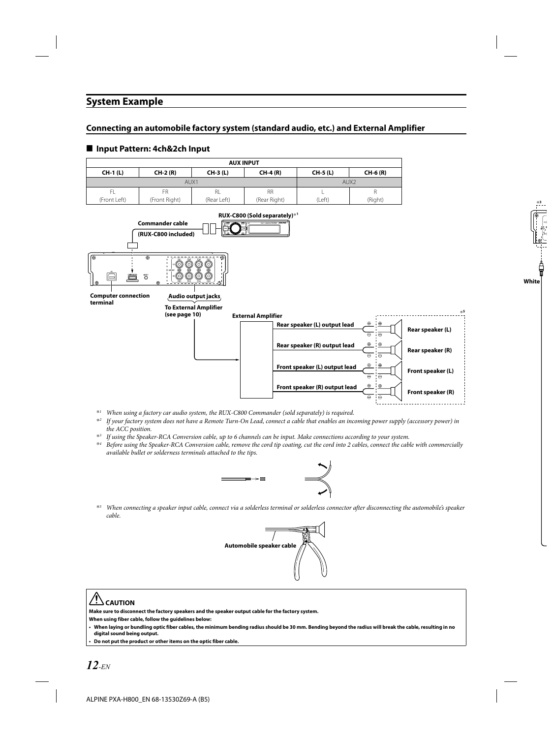# System Example

## Connecting an automobile factory system (standard audio, etc.) and External Amplifier

### ■ Input Pattern: 4ch&2ch Input

| AUX INPUT | | | | | |
|---|---|---|---|---|---|
| **CH-1 (L)** | **CH-2 (R)** | **CH-3 (L)** | **CH-4 (R)** | **CH-5 (L)** | **CH-6 (R)** |
| AUX1 | | | | AUX2 | |
| FL (Front Left) | FR (Front Right) | RL (Rear Left) | RR (Rear Right) | L (Left) | R (Right) |

**RUX-C800 (Sold separately)** *1

**Commander cable (RUX-C800 included)**

**Computer connection terminal**

**Audio output jacks**

**To External Amplifier (see page 10)**

**External Amplifier**

**Rear speaker (L) output lead** — **Rear speaker (L)**

**Rear speaker (R) output lead** — **Rear speaker (R)**

**Front speaker (L) output lead** — **Front speaker (L)**

**Front speaker (R) output lead** — **Front speaker (R)**

*5

*3

**White**

*1 *When using a factory car audio system, the RUX-C800 Commander (sold separately) is required.*

*2 *If your factory system does not have a Remote Turn-On Lead, connect a cable that enables an incoming power supply (accessory power) in the ACC position.*

*3 *If using the Speaker-RCA Conversion cable, up to 6 channels can be input. Make connections according to your system.*

*4 *Before using the Speaker-RCA Conversion cable, remove the cord tip coating, cut the cord into 2 cables, connect the cable with commercially available bullet or solderness terminals attached to the tips.*

*5 *When connecting a speaker input cable, connect via a solderless terminal or solderless connector after disconnecting the automobile's speaker cable.*

**Automobile speaker cable**

> **⚠ CAUTION**
>
> **Make sure to disconnect the factory speakers and the speaker output cable for the factory system.**
>
> **When using fiber cable, follow the guidelines below:**
>
> - **When laying or bundling optic fiber cables, the minimum bending radius should be 30 mm. Bending beyond the radius will break the cable, resulting in no digital sound being output.**
> - **Do not put the product or other items on the optic fiber cable.**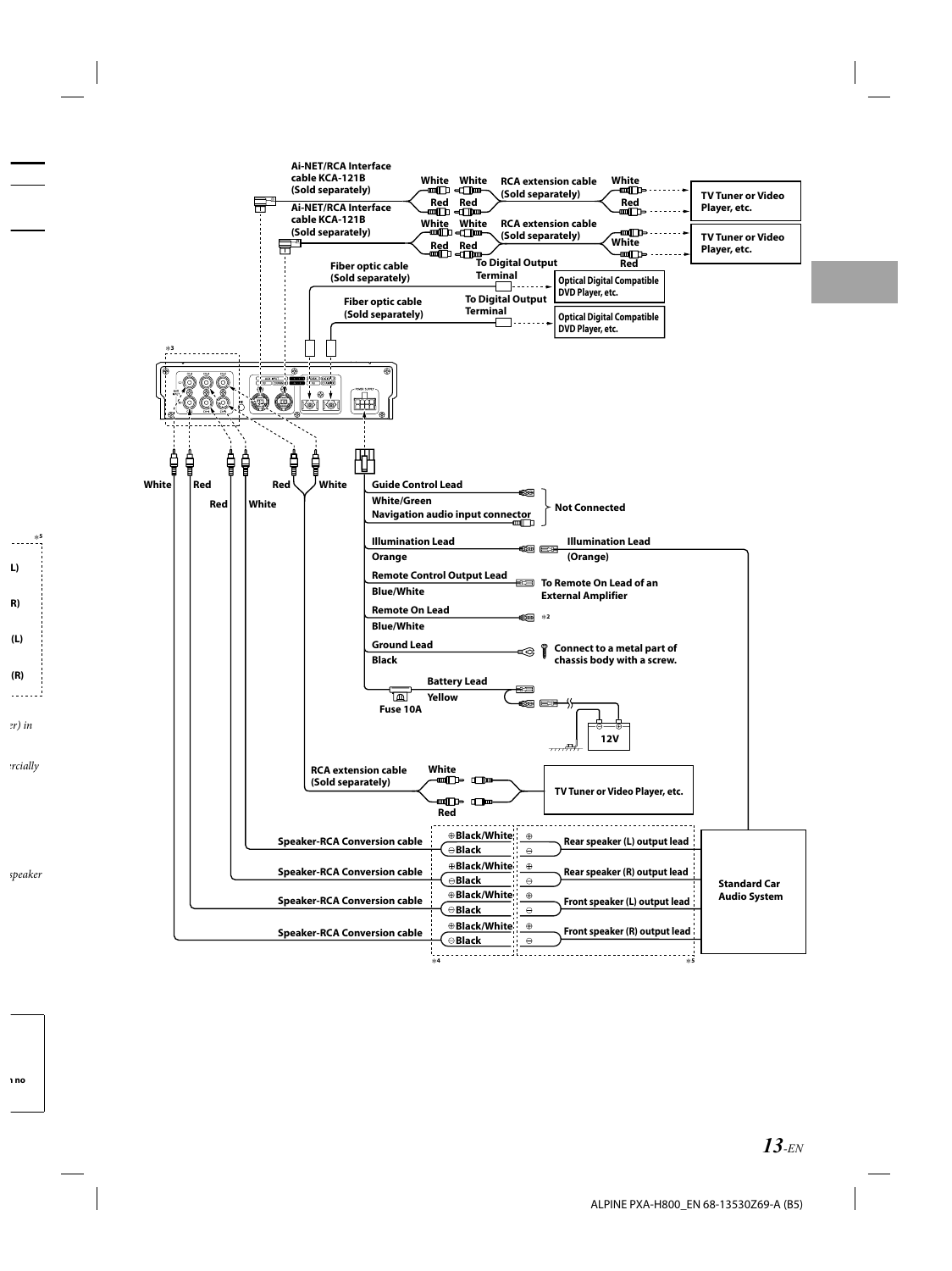Ai-NET/RCA Interface cable KCA-121B (Sold separately)

White White RCA extension cable (Sold separately) White

Red Red Red

TV Tuner or Video Player, etc.

Ai-NET/RCA Interface cable KCA-121B (Sold separately)

White White RCA extension cable (Sold separately) White

Red Red Red

TV Tuner or Video Player, etc.

Fiber optic cable (Sold separately) To Digital Output Terminal

Optical Digital Compatible DVD Player, etc.

Fiber optic cable (Sold separately) To Digital Output Terminal

Optical Digital Compatible DVD Player, etc.

※3

White Red Red White Red White

Guide Control Lead

White/Green

Navigation audio input connector

Not Connected

Illumination Lead

Orange

Illumination Lead (Orange)

Remote Control Output Lead

Blue/White

To Remote On Lead of an External Amplifier

Remote On Lead

Blue/White

※2

Ground Lead

Black

Connect to a metal part of chassis body with a screw.

Battery Lead

Yellow

Fuse 10A

12V

RCA extension cable (Sold separately)

White

Red

TV Tuner or Video Player, etc.

| | | | |
|---|---|---|---|
| Speaker-RCA Conversion cable | ⊕Black/White / ⊖Black | Rear speaker (L) output lead | Standard Car Audio System |
| Speaker-RCA Conversion cable | ⊕Black/White / ⊖Black | Rear speaker (R) output lead | |
| Speaker-RCA Conversion cable | ⊕Black/White / ⊖Black | Front speaker (L) output lead | |
| Speaker-RCA Conversion cable | ⊕Black/White / ⊖Black | Front speaker (R) output lead | |

※4 ※5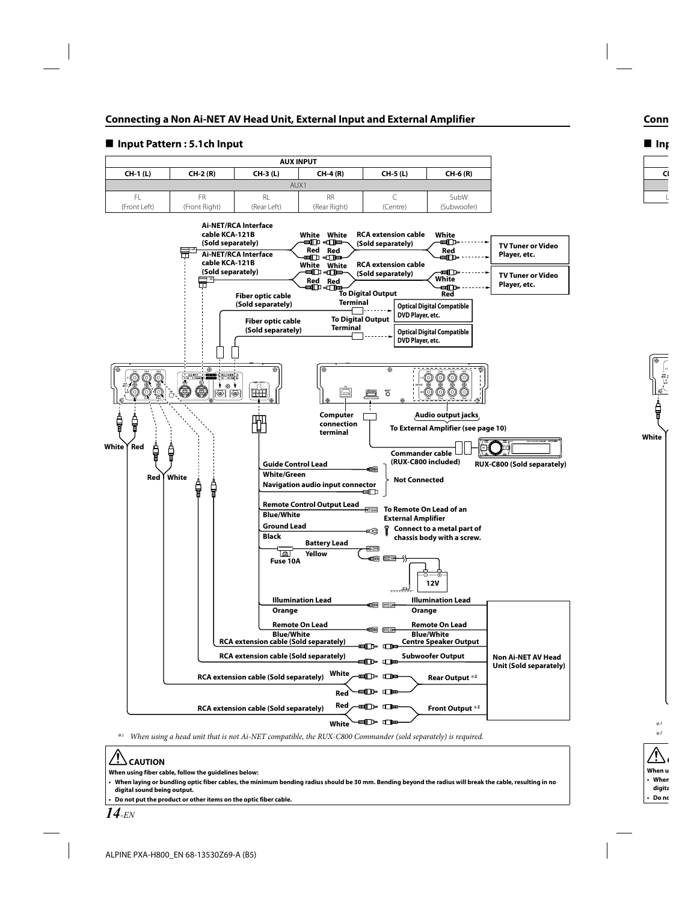## Connecting a Non Ai-NET AV Head Unit, External Input and External Amplifier

### ■ Input Pattern : 5.1ch Input

| AUX INPUT | | | | | |
|---|---|---|---|---|---|
| CH-1 (L) | CH-2 (R) | CH-3 (L) | CH-4 (R) | CH-5 (L) | CH-6 (R) |
| AUX1 | | | | | |
| FL (Front Left) | FR (Front Right) | RL (Rear Left) | RR (Rear Right) | C (Centre) | SubW (Subwoofer) |

Ai-NET/RCA Interface cable KCA-121B (Sold separately)

White White RCA extension cable (Sold separately) White

Red Red Red

TV Tuner or Video Player, etc.

Ai-NET/RCA Interface cable KCA-121B (Sold separately)

White White RCA extension cable (Sold separately)

Red Red White Red

TV Tuner or Video Player, etc.

Fiber optic cable (Sold separately) To Digital Output Terminal

Optical Digital Compatible DVD Player, etc.

Fiber optic cable (Sold separately) To Digital Output Terminal

Optical Digital Compatible DVD Player, etc.

White Red

Red White

Computer connection terminal

Audio output jacks

To External Amplifier (see page 10)

Commander cable (RUX-C800 included)

RUX-C800 (Sold separately)

Guide Control Lead

White/Green

Navigation audio input connector

Not Connected

Remote Control Output Lead

Blue/White

To Remote On Lead of an External Amplifier

Ground Lead

Black

Connect to a metal part of chassis body with a screw.

Battery Lead

Yellow

Fuse 10A

12V

Illumination Lead Orange — Illumination Lead Orange

Remote On Lead Blue/White — Remote On Lead Blue/White

RCA extension cable (Sold separately) — Centre Speaker Output

RCA extension cable (Sold separately) — Subwoofer Output

RCA extension cable (Sold separately) White Red — Rear Output *2

RCA extension cable (Sold separately) Red White — Front Output *2

Non Ai-NET AV Head Unit (Sold separately)

*1 *When using a head unit that is not Ai-NET compatible, the RUX-C800 Commander (sold separately) is required.*

**⚠ CAUTION**

**When using fiber cable, follow the guidelines below:**

- **When laying or bundling optic fiber cables, the minimum bending radius should be 30 mm. Bending beyond the radius will break the cable, resulting in no digital sound being output.**
- **Do not put the product or other items on the optic fiber cable.**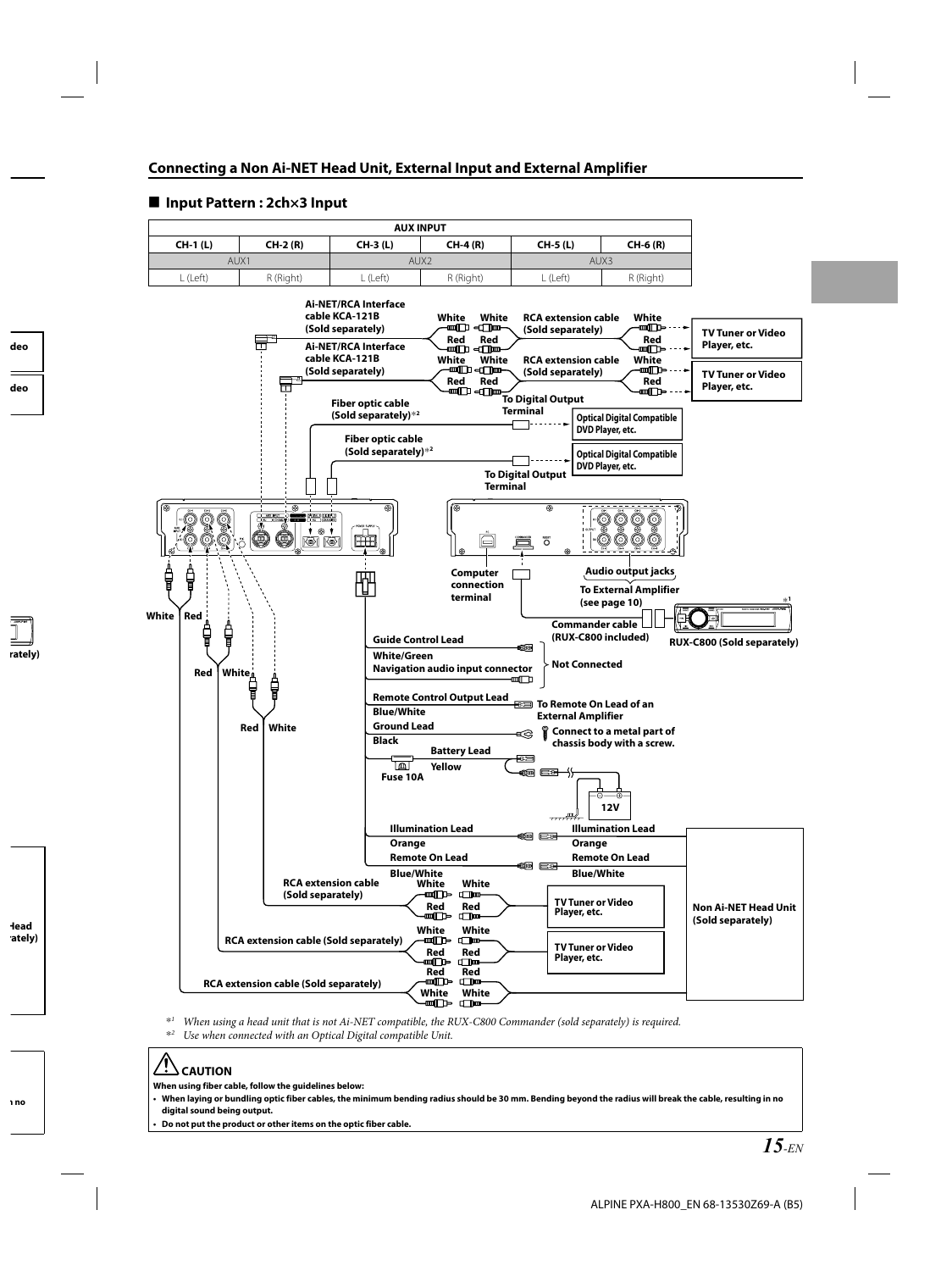## Connecting a Non Ai-NET Head Unit, External Input and External Amplifier

### ■ Input Pattern : 2ch×3 Input

| AUX INPUT | | | | | |
|---|---|---|---|---|---|
| CH-1 (L) | CH-2 (R) | CH-3 (L) | CH-4 (R) | CH-5 (L) | CH-6 (R) |
| AUX1 | | AUX2 | | AUX3 | |
| L (Left) | R (Right) | L (Left) | R (Right) | L (Left) | R (Right) |

Ai-NET/RCA Interface cable KCA-121B (Sold separately)
White White RCA extension cable (Sold separately) White
Red Red Red
TV Tuner or Video Player, etc.

Ai-NET/RCA Interface cable KCA-121B (Sold separately)
White White RCA extension cable (Sold separately) White
Red Red Red
TV Tuner or Video Player, etc.

Fiber optic cable (Sold separately)*2
To Digital Output Terminal
Optical Digital Compatible DVD Player, etc.

Fiber optic cable (Sold separately)*2
To Digital Output Terminal
Optical Digital Compatible DVD Player, etc.

Computer connection terminal
Audio output jacks
To External Amplifier (see page 10)
Commander cable (RUX-C800 included)
RUX-C800 (Sold separately) *1

White Red
Red White
Red White

Guide Control Lead
White/Green
Navigation audio input connector
Not Connected

Remote Control Output Lead
Blue/White
To Remote On Lead of an External Amplifier

Ground Lead
Black
Connect to a metal part of chassis body with a screw.

Battery Lead
Yellow
Fuse 10A
12V

Illumination Lead
Orange
Illumination Lead
Orange

Remote On Lead
Blue/White
Remote On Lead
Blue/White

Non Ai-NET Head Unit (Sold separately)

RCA extension cable (Sold separately)
White White
Red Red
TV Tuner or Video Player, etc.

RCA extension cable (Sold separately)
White White
Red Red
TV Tuner or Video Player, etc.

RCA extension cable (Sold separately)
Red Red
White White

*1 *When using a head unit that is not Ai-NET compatible, the RUX-C800 Commander (sold separately) is required.*

*2 *Use when connected with an Optical Digital compatible Unit.*

**⚠ CAUTION**

**When using fiber cable, follow the guidelines below:**

- **When laying or bundling optic fiber cables, the minimum bending radius should be 30 mm. Bending beyond the radius will break the cable, resulting in no digital sound being output.**
- **Do not put the product or other items on the optic fiber cable.**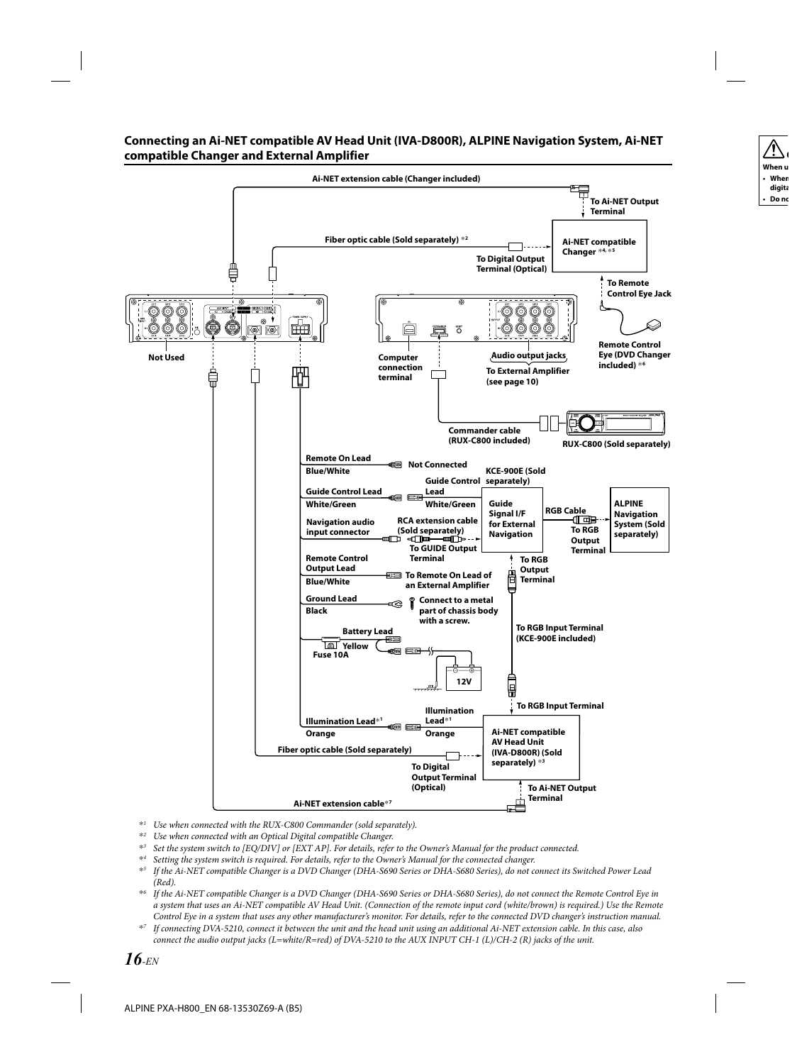## Connecting an Ai-NET compatible AV Head Unit (IVA-D800R), ALPINE Navigation System, Ai-NET compatible Changer and External Amplifier

Ai-NET extension cable (Changer included)

To Ai-NET Output Terminal

Fiber optic cable (Sold separately) *2

Ai-NET compatible Changer *4, *5

To Digital Output Terminal (Optical)

To Remote Control Eye Jack

Remote Control Eye (DVD Changer included) *6

Not Used

Computer connection terminal

Audio output jacks

To External Amplifier (see page 10)

Commander cable (RUX-C800 included)

RUX-C800 (Sold separately)

Remote On Lead
Blue/White
Not Connected

KCE-900E (Sold separately)

Guide Control Lead
White/Green

Guide Control Lead
White/Green

Guide Signal I/F for External Navigation

RGB Cable

ALPINE Navigation System (Sold separately)

To RGB Output Terminal

Navigation audio input connector

RCA extension cable (Sold separately)

To GUIDE Output Terminal

Remote Control Output Lead
Blue/White
To Remote On Lead of an External Amplifier

To RGB Output Terminal

Ground Lead
Black
Connect to a metal part of chassis body with a screw.

To RGB Input Terminal (KCE-900E included)

Battery Lead
Yellow
Fuse 10A

12V

To RGB Input Terminal

Illumination Lead*1
Orange

Illumination Lead*1
Orange

Ai-NET compatible AV Head Unit (IVA-D800R) (Sold separately) *3

Fiber optic cable (Sold separately)

To Digital Output Terminal (Optical)

Ai-NET extension cable*7

To Ai-NET Output Terminal

*1 *Use when connected with the RUX-C800 Commander (sold separately).*

*2 *Use when connected with an Optical Digital compatible Changer.*

*3 *Set the system switch to [EQ/DIV] or [EXT AP]. For details, refer to the Owner's Manual for the product connected.*

*4 *Setting the system switch is required. For details, refer to the Owner's Manual for the connected changer.*

*5 *If the Ai-NET compatible Changer is a DVD Changer (DHA-S690 Series or DHA-S680 Series), do not connect its Switched Power Lead (Red).*

*6 *If the Ai-NET compatible Changer is a DVD Changer (DHA-S690 Series or DHA-S680 Series), do not connect the Remote Control Eye in a system that uses an Ai-NET compatible AV Head Unit. (Connection of the remote input cord (white/brown) is required.) Use the Remote Control Eye in a system that uses any other manufacturer's monitor. For details, refer to the connected DVD changer's instruction manual.*

*7 *If connecting DVA-5210, connect it between the unit and the head unit using an additional Ai-NET extension cable. In this case, also connect the audio output jacks (L=white/R=red) of DVA-5210 to the AUX INPUT CH-1 (L)/CH-2 (R) jacks of the unit.*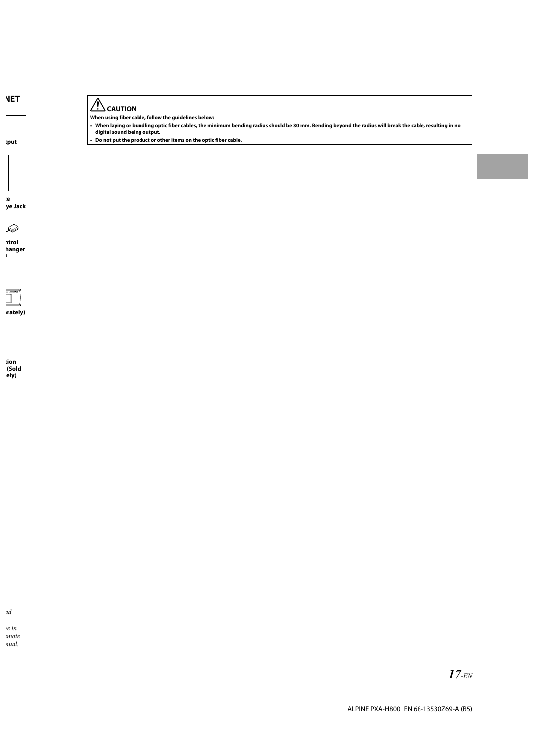## ⚠ CAUTION

**When using fiber cable, follow the guidelines below:**

- **When laying or bundling optic fiber cables, the minimum bending radius should be 30 mm. Bending beyond the radius will break the cable, resulting in no digital sound being output.**
- **Do not put the product or other items on the optic fiber cable.**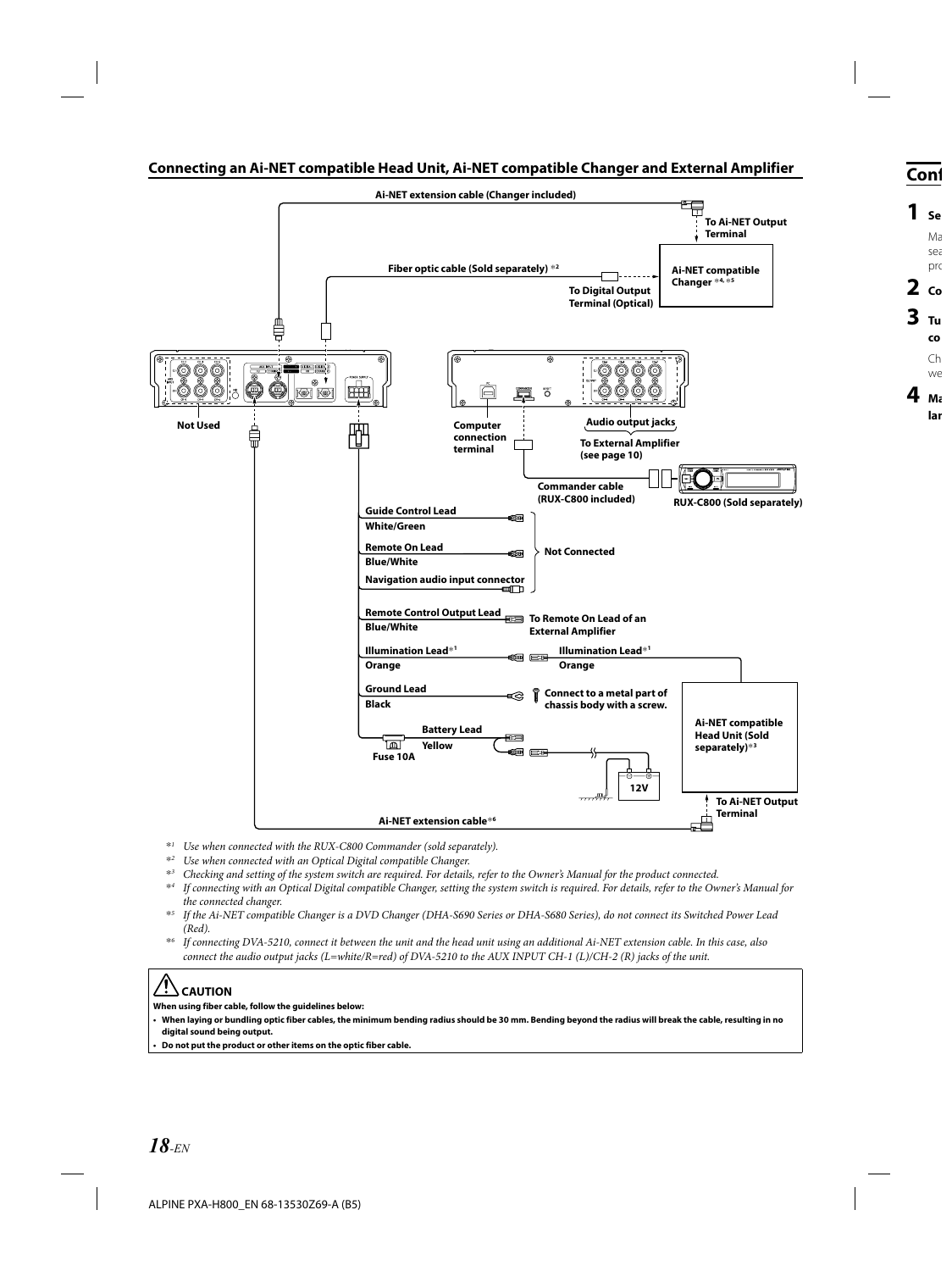## Connecting an Ai-NET compatible Head Unit, Ai-NET compatible Changer and External Amplifier

Ai-NET extension cable (Changer included)

To Ai-NET Output Terminal

Fiber optic cable (Sold separately) *2

Ai-NET compatible Changer *4, *5

To Digital Output Terminal (Optical)

Not Used

Computer connection terminal

Audio output jacks

To External Amplifier (see page 10)

Commander cable (RUX-C800 included)

RUX-C800 (Sold separately)

Guide Control Lead
White/Green

Remote On Lead
Blue/White

Navigation audio input connector

Not Connected

Remote Control Output Lead
Blue/White

To Remote On Lead of an External Amplifier

Illumination Lead*1
Orange

Illumination Lead*1
Orange

Ground Lead
Black

Connect to a metal part of chassis body with a screw.

Ai-NET compatible Head Unit (Sold separately)*3

Battery Lead
Yellow

Fuse 10A

12V

To Ai-NET Output Terminal

Ai-NET extension cable*6

*1 *Use when connected with the RUX-C800 Commander (sold separately).*

*2 *Use when connected with an Optical Digital compatible Changer.*

*3 *Checking and setting of the system switch are required. For details, refer to the Owner's Manual for the product connected.*

*4 *If connecting with an Optical Digital compatible Changer, setting the system switch is required. For details, refer to the Owner's Manual for the connected changer.*

*5 *If the Ai-NET compatible Changer is a DVD Changer (DHA-S690 Series or DHA-S680 Series), do not connect its Switched Power Lead (Red).*

*6 *If connecting DVA-5210, connect it between the unit and the head unit using an additional Ai-NET extension cable. In this case, also connect the audio output jacks (L=white/R=red) of DVA-5210 to the AUX INPUT CH-1 (L)/CH-2 (R) jacks of the unit.*

**CAUTION**

**When using fiber cable, follow the guidelines below:**

- **When laying or bundling optic fiber cables, the minimum bending radius should be 30 mm. Bending beyond the radius will break the cable, resulting in no digital sound being output.**
- **Do not put the product or other items on the optic fiber cable.**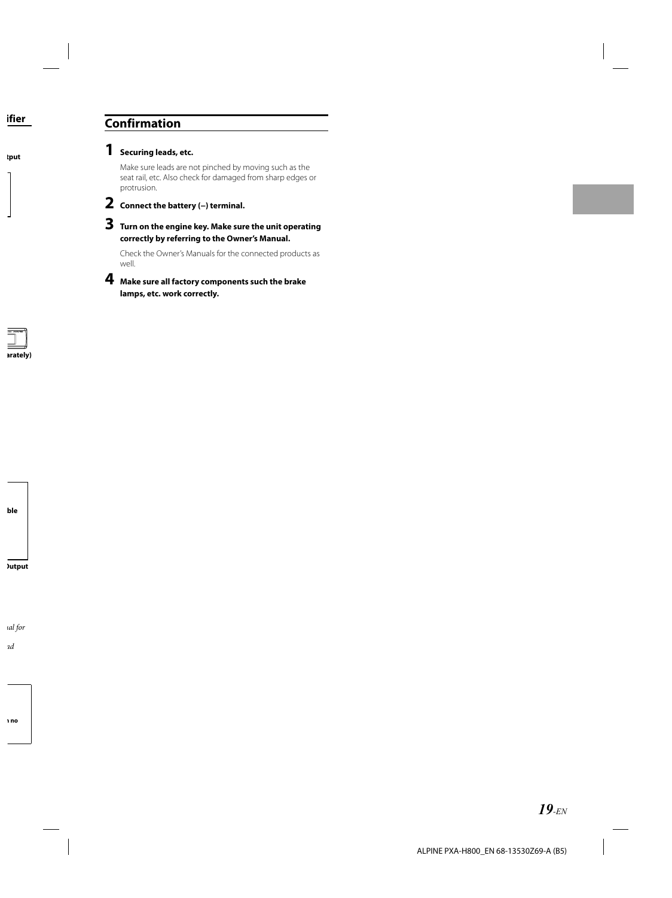## Confirmation

**1 Securing leads, etc.**

Make sure leads are not pinched by moving such as the seat rail, etc. Also check for damaged from sharp edges or protrusion.

**2 Connect the battery (–) terminal.**

**3 Turn on the engine key. Make sure the unit operating correctly by referring to the Owner's Manual.**

Check the Owner's Manuals for the connected products as well.

**4 Make sure all factory components such the brake lamps, etc. work correctly.**